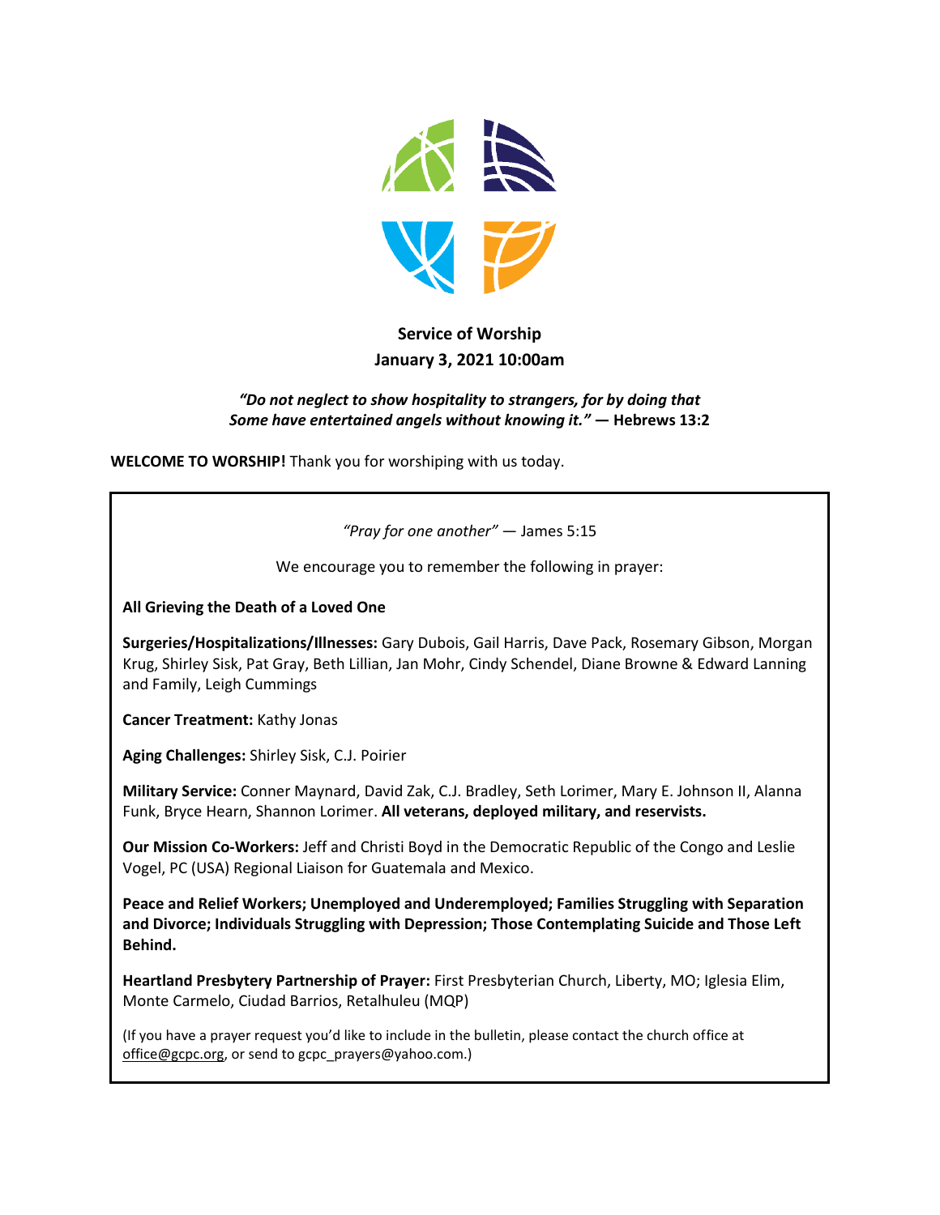**Service of Worship**
**January 3, 2021 10:00am**

***"Do not neglect to show hospitality to strangers, for by doing that Some have entertained angels without knowing it."* — Hebrews 13:2**

**WELCOME TO WORSHIP!** Thank you for worshiping with us today.

*"Pray for one another"* — James 5:15

We encourage you to remember the following in prayer:

**All Grieving the Death of a Loved One**

**Surgeries/Hospitalizations/Illnesses:** Gary Dubois, Gail Harris, Dave Pack, Rosemary Gibson, Morgan Krug, Shirley Sisk, Pat Gray, Beth Lillian, Jan Mohr, Cindy Schendel, Diane Browne & Edward Lanning and Family, Leigh Cummings

**Cancer Treatment:** Kathy Jonas

**Aging Challenges:** Shirley Sisk, C.J. Poirier

**Military Service:** Conner Maynard, David Zak, C.J. Bradley, Seth Lorimer, Mary E. Johnson II, Alanna Funk, Bryce Hearn, Shannon Lorimer. **All veterans, deployed military, and reservists.**

**Our Mission Co-Workers:** Jeff and Christi Boyd in the Democratic Republic of the Congo and Leslie Vogel, PC (USA) Regional Liaison for Guatemala and Mexico.

**Peace and Relief Workers; Unemployed and Underemployed; Families Struggling with Separation and Divorce; Individuals Struggling with Depression; Those Contemplating Suicide and Those Left Behind.**

**Heartland Presbytery Partnership of Prayer:** First Presbyterian Church, Liberty, MO; Iglesia Elim, Monte Carmelo, Ciudad Barrios, Retalhuleu (MQP)

(If you have a prayer request you'd like to include in the bulletin, please contact the church office at office@gcpc.org, or send to gcpc_prayers@yahoo.com.)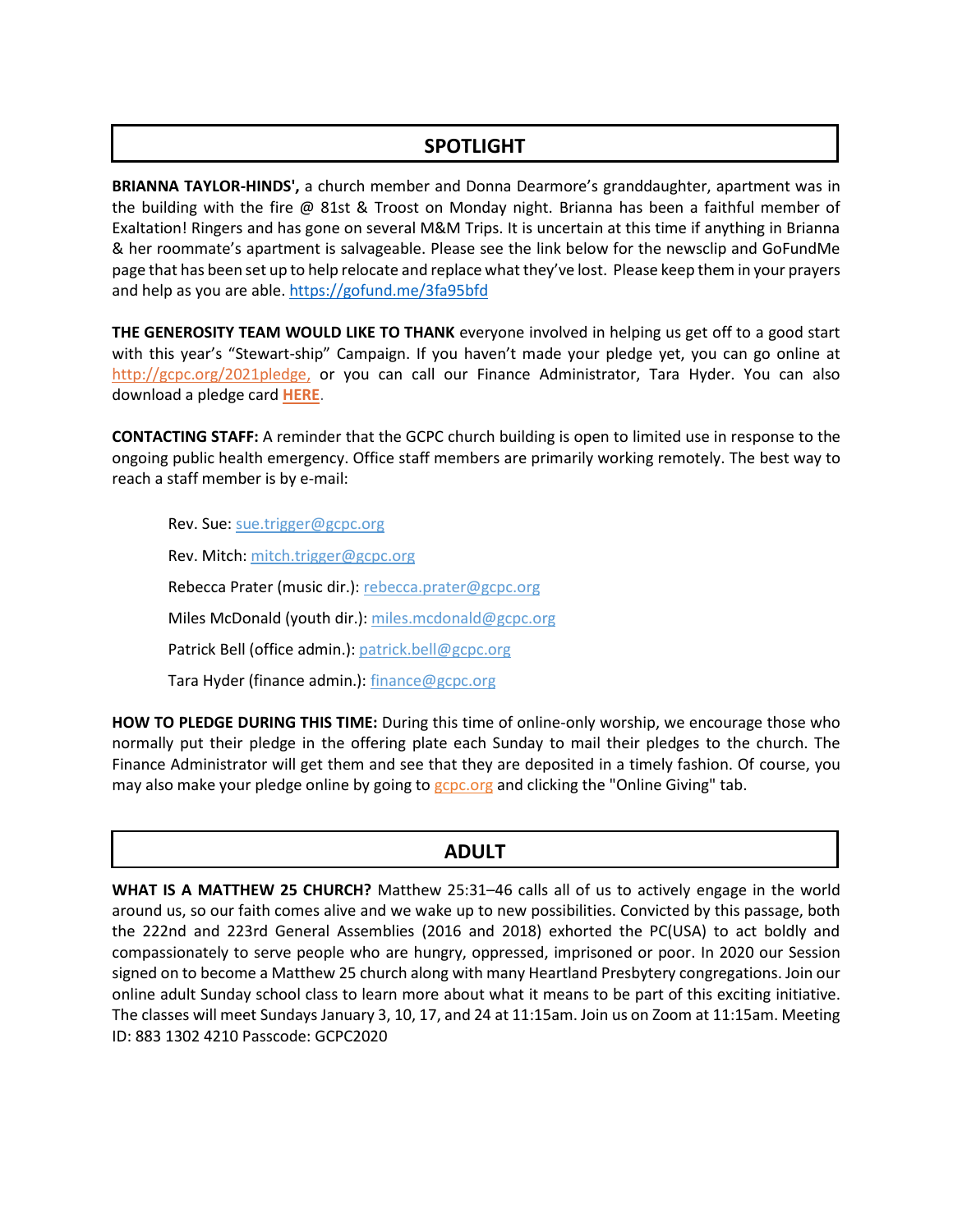## SPOTLIGHT

**BRIANNA TAYLOR-HINDS',** a church member and Donna Dearmore's granddaughter, apartment was in the building with the fire @ 81st & Troost on Monday night. Brianna has been a faithful member of Exaltation! Ringers and has gone on several M&M Trips. It is uncertain at this time if anything in Brianna & her roommate's apartment is salvageable. Please see the link below for the newsclip and GoFundMe page that has been set up to help relocate and replace what they've lost. Please keep them in your prayers and help as you are able. https://gofund.me/3fa95bfd

**THE GENEROSITY TEAM WOULD LIKE TO THANK** everyone involved in helping us get off to a good start with this year's "Stewart-ship" Campaign. If you haven't made your pledge yet, you can go online at http://gcpc.org/2021pledge, or you can call our Finance Administrator, Tara Hyder. You can also download a pledge card **HERE**.

**CONTACTING STAFF:** A reminder that the GCPC church building is open to limited use in response to the ongoing public health emergency. Office staff members are primarily working remotely. The best way to reach a staff member is by e-mail:

- Rev. Sue: sue.trigger@gcpc.org
- Rev. Mitch: mitch.trigger@gcpc.org
- Rebecca Prater (music dir.): rebecca.prater@gcpc.org
- Miles McDonald (youth dir.): miles.mcdonald@gcpc.org
- Patrick Bell (office admin.): patrick.bell@gcpc.org
- Tara Hyder (finance admin.): finance@gcpc.org

**HOW TO PLEDGE DURING THIS TIME:** During this time of online-only worship, we encourage those who normally put their pledge in the offering plate each Sunday to mail their pledges to the church. The Finance Administrator will get them and see that they are deposited in a timely fashion. Of course, you may also make your pledge online by going to gcpc.org and clicking the "Online Giving" tab.

## ADULT

**WHAT IS A MATTHEW 25 CHURCH?** Matthew 25:31–46 calls all of us to actively engage in the world around us, so our faith comes alive and we wake up to new possibilities. Convicted by this passage, both the 222nd and 223rd General Assemblies (2016 and 2018) exhorted the PC(USA) to act boldly and compassionately to serve people who are hungry, oppressed, imprisoned or poor. In 2020 our Session signed on to become a Matthew 25 church along with many Heartland Presbytery congregations. Join our online adult Sunday school class to learn more about what it means to be part of this exciting initiative. The classes will meet Sundays January 3, 10, 17, and 24 at 11:15am. Join us on Zoom at 11:15am. Meeting ID: 883 1302 4210 Passcode: GCPC2020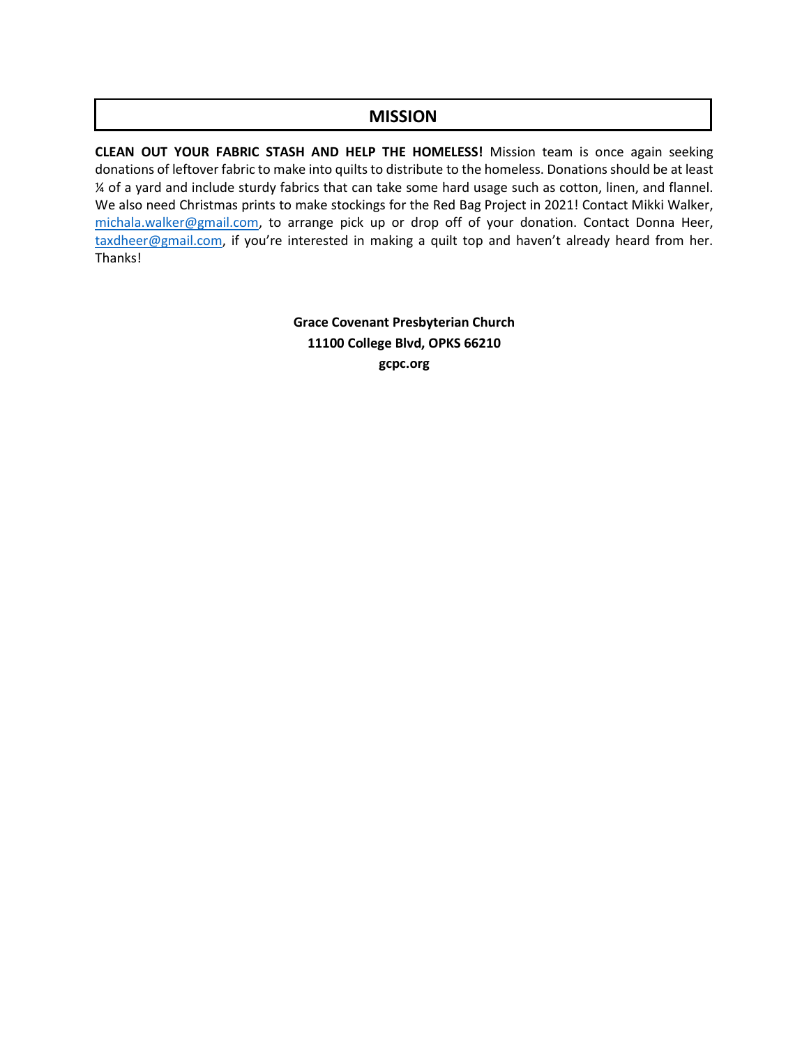## MISSION

**CLEAN OUT YOUR FABRIC STASH AND HELP THE HOMELESS!** Mission team is once again seeking donations of leftover fabric to make into quilts to distribute to the homeless. Donations should be at least ¼ of a yard and include sturdy fabrics that can take some hard usage such as cotton, linen, and flannel. We also need Christmas prints to make stockings for the Red Bag Project in 2021! Contact Mikki Walker, [michala.walker@gmail.com](mailto:michala.walker@gmail.com), to arrange pick up or drop off of your donation. Contact Donna Heer, [taxdheer@gmail.com](mailto:taxdheer@gmail.com), if you're interested in making a quilt top and haven't already heard from her. Thanks!

**Grace Covenant Presbyterian Church**
**11100 College Blvd, OPKS 66210**
**gcpc.org**